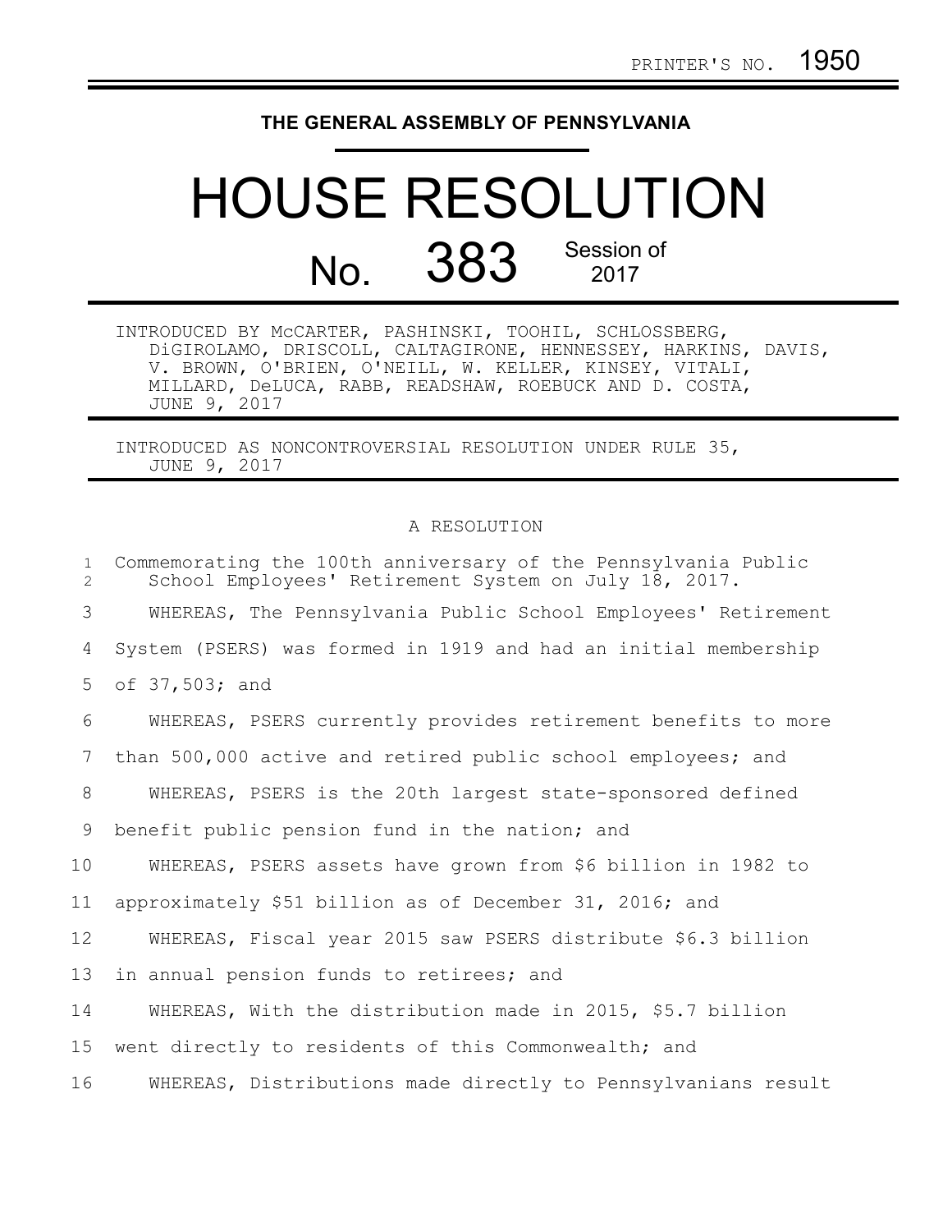PRINTER'S NO. 1950

# THE GENERAL ASSEMBLY OF PENNSYLVANIA

# HOUSE RESOLUTION

## No. 383 Session of 2017

INTRODUCED BY McCARTER, PASHINSKI, TOOHIL, SCHLOSSBERG, DiGIROLAMO, DRISCOLL, CALTAGIRONE, HENNESSEY, HARKINS, DAVIS, V. BROWN, O'BRIEN, O'NEILL, W. KELLER, KINSEY, VITALI, MILLARD, DeLUCA, RABB, READSHAW, ROEBUCK AND D. COSTA, JUNE 9, 2017

INTRODUCED AS NONCONTROVERSIAL RESOLUTION UNDER RULE 35, JUNE 9, 2017

A RESOLUTION

Commemorating the 100th anniversary of the Pennsylvania Public School Employees' Retirement System on July 18, 2017.

WHEREAS, The Pennsylvania Public School Employees' Retirement System (PSERS) was formed in 1919 and had an initial membership of 37,503; and

WHEREAS, PSERS currently provides retirement benefits to more than 500,000 active and retired public school employees; and

WHEREAS, PSERS is the 20th largest state-sponsored defined benefit public pension fund in the nation; and

WHEREAS, PSERS assets have grown from $6 billion in 1982 to approximately $51 billion as of December 31, 2016; and

WHEREAS, Fiscal year 2015 saw PSERS distribute $6.3 billion in annual pension funds to retirees; and

WHEREAS, With the distribution made in 2015, $5.7 billion went directly to residents of this Commonwealth; and

WHEREAS, Distributions made directly to Pennsylvanians result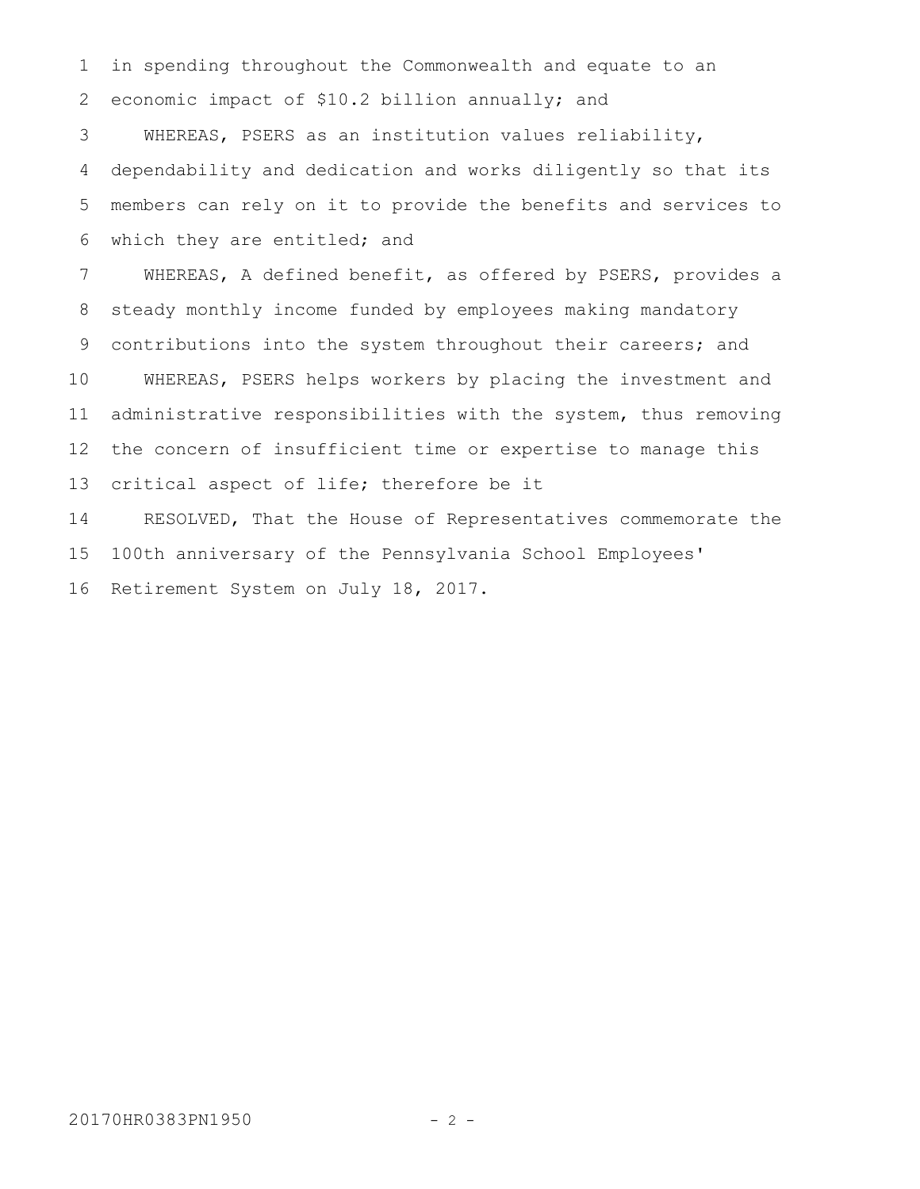in spending throughout the Commonwealth and equate to an economic impact of $10.2 billion annually; and

WHEREAS, PSERS as an institution values reliability, dependability and dedication and works diligently so that its members can rely on it to provide the benefits and services to which they are entitled; and

WHEREAS, A defined benefit, as offered by PSERS, provides a steady monthly income funded by employees making mandatory contributions into the system throughout their careers; and

WHEREAS, PSERS helps workers by placing the investment and administrative responsibilities with the system, thus removing the concern of insufficient time or expertise to manage this critical aspect of life; therefore be it

RESOLVED, That the House of Representatives commemorate the 100th anniversary of the Pennsylvania School Employees' Retirement System on July 18, 2017.